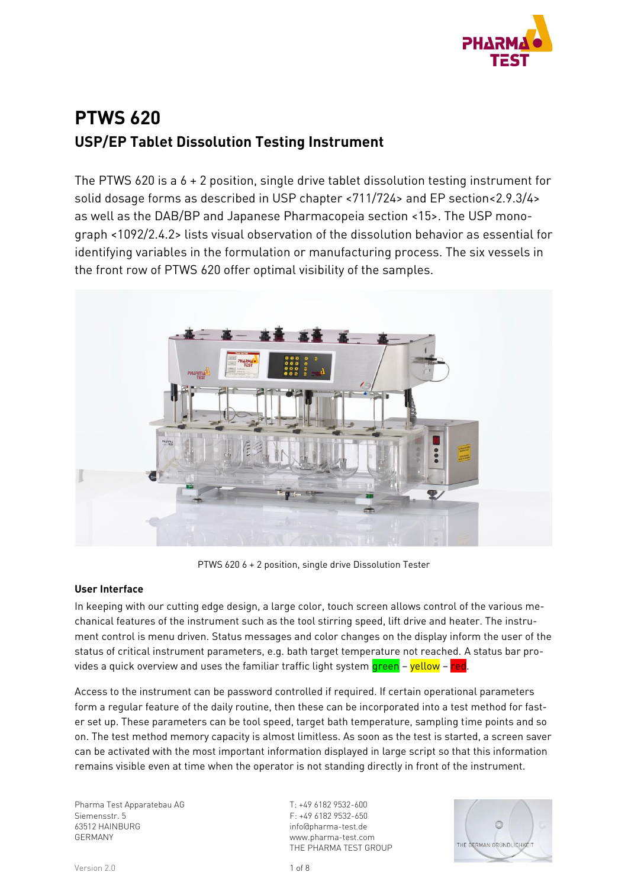# PTWS 620

## USP/EP Tablet Dissolution Testing Instrument

The PTWS 620 is a 6 + 2 position, single drive tablet dissolution testing instrument for solid dosage forms as described in USP chapter <711/724> and EP section<2.9.3/4> as well as the DAB/BP and Japanese Pharmacopeia section <15>. The USP monograph <1092/2.4.2> lists visual observation of the dissolution behavior as essential for identifying variables in the formulation or manufacturing process. The six vessels in the front row of PTWS 620 offer optimal visibility of the samples.

PTWS 620 6 + 2 position, single drive Dissolution Tester

### User Interface

In keeping with our cutting edge design, a large color, touch screen allows control of the various mechanical features of the instrument such as the tool stirring speed, lift drive and heater. The instrument control is menu driven. Status messages and color changes on the display inform the user of the status of critical instrument parameters, e.g. bath target temperature not reached. A status bar provides a quick overview and uses the familiar traffic light system green – yellow – red.

Access to the instrument can be password controlled if required. If certain operational parameters form a regular feature of the daily routine, then these can be incorporated into a test method for faster set up. These parameters can be tool speed, target bath temperature, sampling time points and so on. The test method memory capacity is almost limitless. As soon as the test is started, a screen saver can be activated with the most important information displayed in large script so that this information remains visible even at time when the operator is not standing directly in front of the instrument.

Pharma Test Apparatebau AG
Siemensstr. 5
63512 HAINBURG
GERMANY

T: +49 6182 9532-600
F: +49 6182 9532-650
info@pharma-test.de
www.pharma-test.com
THE PHARMA TEST GROUP

Version 2.0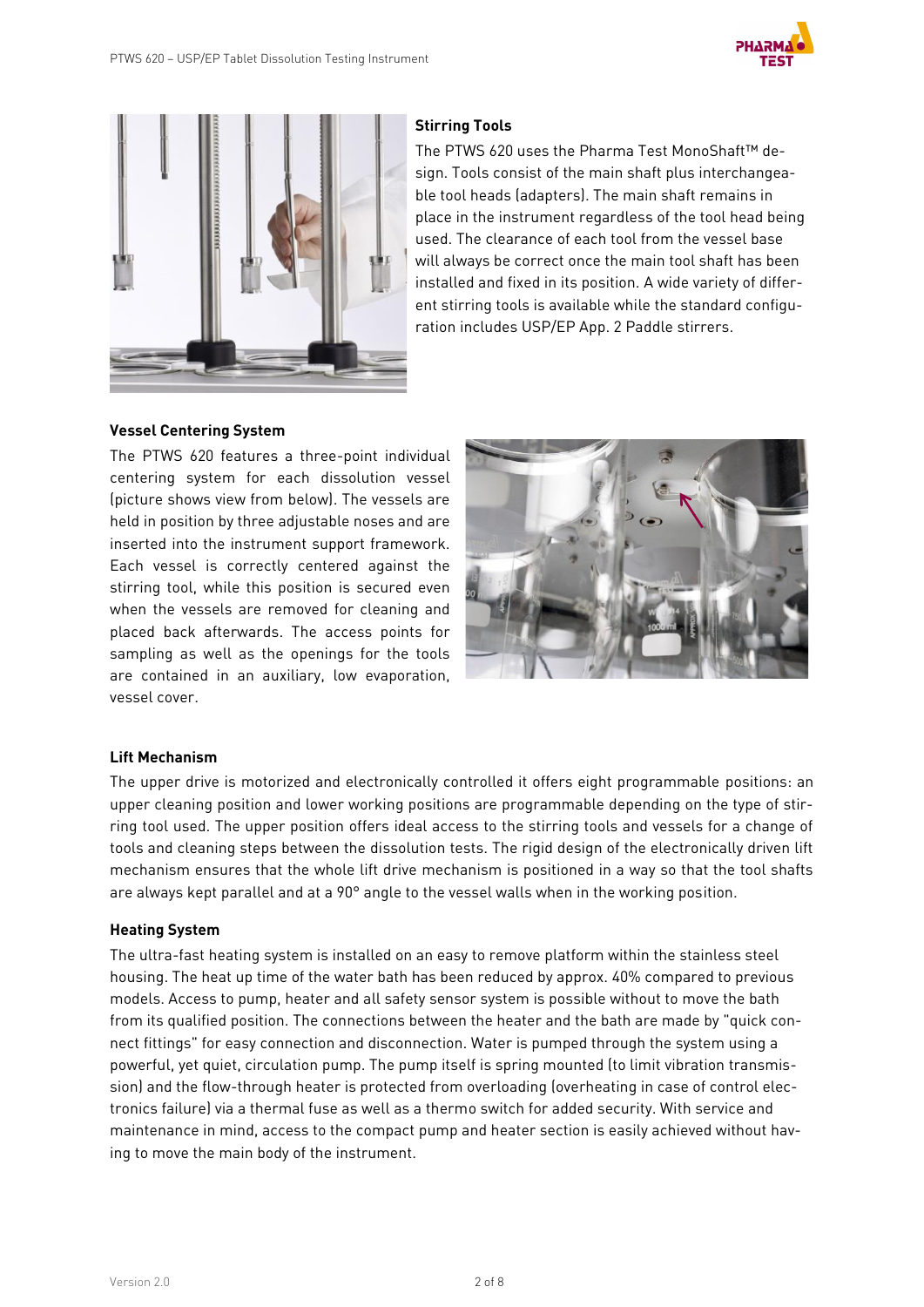## Stirring Tools

The PTWS 620 uses the Pharma Test MonoShaft™ design. Tools consist of the main shaft plus interchangeable tool heads (adapters). The main shaft remains in place in the instrument regardless of the tool head being used. The clearance of each tool from the vessel base will always be correct once the main tool shaft has been installed and fixed in its position. A wide variety of different stirring tools is available while the standard configuration includes USP/EP App. 2 Paddle stirrers.

## Vessel Centering System

The PTWS 620 features a three-point individual centering system for each dissolution vessel (picture shows view from below). The vessels are held in position by three adjustable noses and are inserted into the instrument support framework. Each vessel is correctly centered against the stirring tool, while this position is secured even when the vessels are removed for cleaning and placed back afterwards. The access points for sampling as well as the openings for the tools are contained in an auxiliary, low evaporation, vessel cover.

## Lift Mechanism

The upper drive is motorized and electronically controlled it offers eight programmable positions: an upper cleaning position and lower working positions are programmable depending on the type of stirring tool used. The upper position offers ideal access to the stirring tools and vessels for a change of tools and cleaning steps between the dissolution tests. The rigid design of the electronically driven lift mechanism ensures that the whole lift drive mechanism is positioned in a way so that the tool shafts are always kept parallel and at a 90° angle to the vessel walls when in the working position.

## Heating System

The ultra-fast heating system is installed on an easy to remove platform within the stainless steel housing. The heat up time of the water bath has been reduced by approx. 40% compared to previous models. Access to pump, heater and all safety sensor system is possible without to move the bath from its qualified position. The connections between the heater and the bath are made by "quick connect fittings" for easy connection and disconnection. Water is pumped through the system using a powerful, yet quiet, circulation pump. The pump itself is spring mounted (to limit vibration transmission) and the flow-through heater is protected from overloading (overheating in case of control electronics failure) via a thermal fuse as well as a thermo switch for added security. With service and maintenance in mind, access to the compact pump and heater section is easily achieved without having to move the main body of the instrument.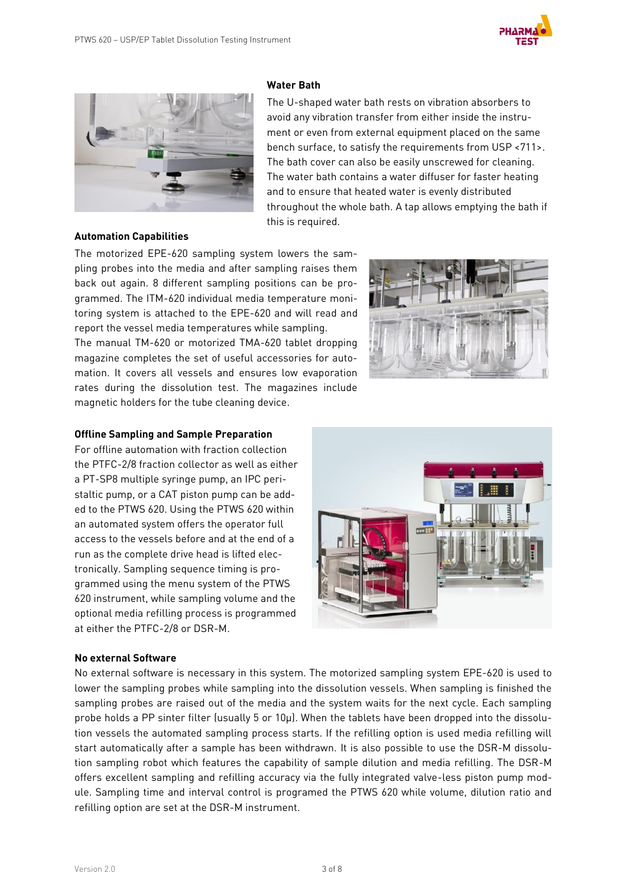## Water Bath

The U-shaped water bath rests on vibration absorbers to avoid any vibration transfer from either inside the instrument or even from external equipment placed on the same bench surface, to satisfy the requirements from USP <711>. The bath cover can also be easily unscrewed for cleaning. The water bath contains a water diffuser for faster heating and to ensure that heated water is evenly distributed throughout the whole bath. A tap allows emptying the bath if this is required.

## Automation Capabilities

The motorized EPE-620 sampling system lowers the sampling probes into the media and after sampling raises them back out again. 8 different sampling positions can be programmed. The ITM-620 individual media temperature monitoring system is attached to the EPE-620 and will read and report the vessel media temperatures while sampling.

The manual TM-620 or motorized TMA-620 tablet dropping magazine completes the set of useful accessories for automation. It covers all vessels and ensures low evaporation rates during the dissolution test. The magazines include magnetic holders for the tube cleaning device.

## Offline Sampling and Sample Preparation

For offline automation with fraction collection the PTFC-2/8 fraction collector as well as either a PT-SP8 multiple syringe pump, an IPC peristaltic pump, or a CAT piston pump can be added to the PTWS 620. Using the PTWS 620 within an automated system offers the operator full access to the vessels before and at the end of a run as the complete drive head is lifted electronically. Sampling sequence timing is programmed using the menu system of the PTWS 620 instrument, while sampling volume and the optional media refilling process is programmed at either the PTFC-2/8 or DSR-M.

## No external Software

No external software is necessary in this system. The motorized sampling system EPE-620 is used to lower the sampling probes while sampling into the dissolution vessels. When sampling is finished the sampling probes are raised out of the media and the system waits for the next cycle. Each sampling probe holds a PP sinter filter (usually 5 or 10µ). When the tablets have been dropped into the dissolution vessels the automated sampling process starts. If the refilling option is used media refilling will start automatically after a sample has been withdrawn. It is also possible to use the DSR-M dissolution sampling robot which features the capability of sample dilution and media refilling. The DSR-M offers excellent sampling and refilling accuracy via the fully integrated valve-less piston pump module. Sampling time and interval control is programed the PTWS 620 while volume, dilution ratio and refilling option are set at the DSR-M instrument.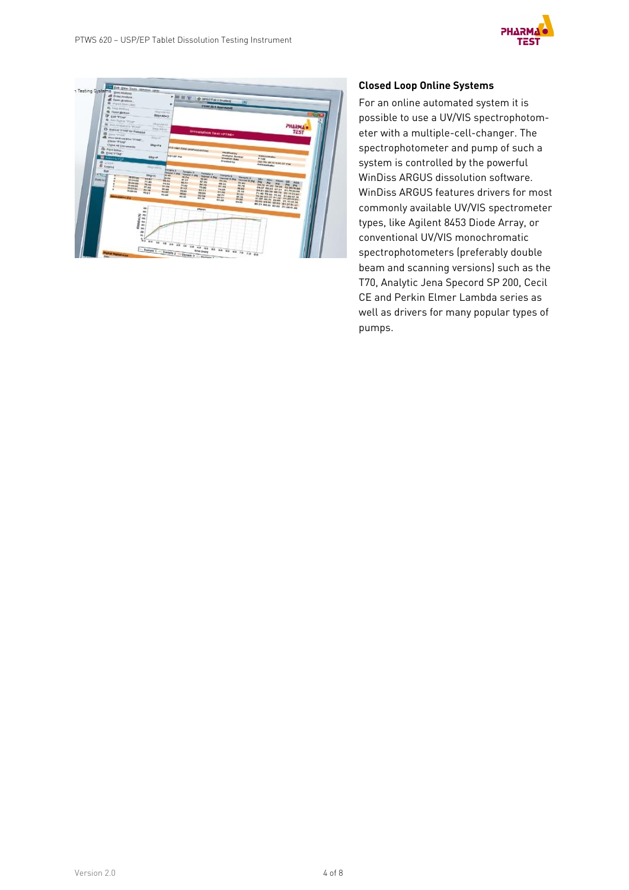## Closed Loop Online Systems

For an online automated system it is possible to use a UV/VIS spectrophotometer with a multiple-cell-changer. The spectrophotometer and pump of such a system is controlled by the powerful WinDiss ARGUS dissolution software. WinDiss ARGUS features drivers for most commonly available UV/VIS spectrometer types, like Agilent 8453 Diode Array, or conventional UV/VIS monochromatic spectrophotometers (preferably double beam and scanning versions) such as the T70, Analytic Jena Specord SP 200, Cecil CE and Perkin Elmer Lambda series as well as drivers for many popular types of pumps.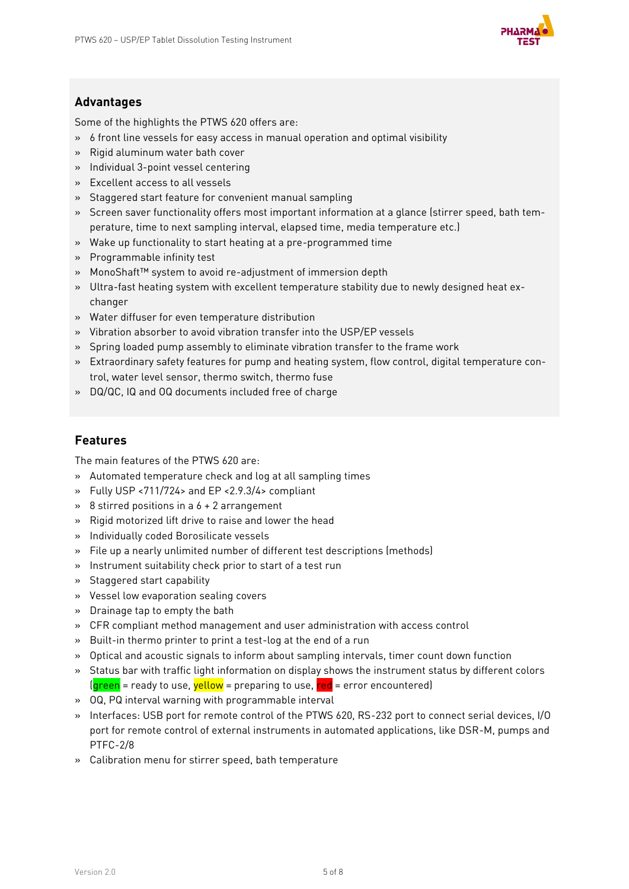## Advantages

Some of the highlights the PTWS 620 offers are:

- 6 front line vessels for easy access in manual operation and optimal visibility
- Rigid aluminum water bath cover
- Individual 3-point vessel centering
- Excellent access to all vessels
- Staggered start feature for convenient manual sampling
- Screen saver functionality offers most important information at a glance (stirrer speed, bath temperature, time to next sampling interval, elapsed time, media temperature etc.)
- Wake up functionality to start heating at a pre-programmed time
- Programmable infinity test
- MonoShaft™ system to avoid re-adjustment of immersion depth
- Ultra-fast heating system with excellent temperature stability due to newly designed heat exchanger
- Water diffuser for even temperature distribution
- Vibration absorber to avoid vibration transfer into the USP/EP vessels
- Spring loaded pump assembly to eliminate vibration transfer to the frame work
- Extraordinary safety features for pump and heating system, flow control, digital temperature control, water level sensor, thermo switch, thermo fuse
- DQ/QC, IQ and OQ documents included free of charge

## Features

The main features of the PTWS 620 are:

- Automated temperature check and log at all sampling times
- Fully USP <711/724> and EP <2.9.3/4> compliant
- 8 stirred positions in a 6 + 2 arrangement
- Rigid motorized lift drive to raise and lower the head
- Individually coded Borosilicate vessels
- File up a nearly unlimited number of different test descriptions (methods)
- Instrument suitability check prior to start of a test run
- Staggered start capability
- Vessel low evaporation sealing covers
- Drainage tap to empty the bath
- CFR compliant method management and user administration with access control
- Built-in thermo printer to print a test-log at the end of a run
- Optical and acoustic signals to inform about sampling intervals, timer count down function
- Status bar with traffic light information on display shows the instrument status by different colors (green = ready to use, yellow = preparing to use, red = error encountered)
- OQ, PQ interval warning with programmable interval
- Interfaces: USB port for remote control of the PTWS 620, RS-232 port to connect serial devices, I/O port for remote control of external instruments in automated applications, like DSR-M, pumps and PTFC-2/8
- Calibration menu for stirrer speed, bath temperature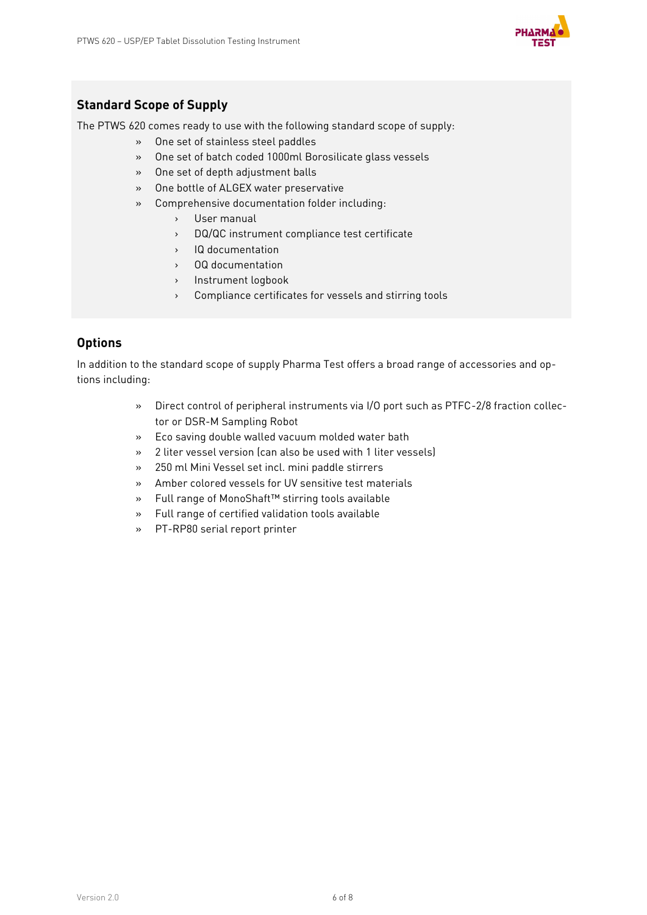## Standard Scope of Supply

The PTWS 620 comes ready to use with the following standard scope of supply:

- One set of stainless steel paddles
- One set of batch coded 1000ml Borosilicate glass vessels
- One set of depth adjustment balls
- One bottle of ALGEX water preservative
- Comprehensive documentation folder including:
  - User manual
  - DQ/QC instrument compliance test certificate
  - IQ documentation
  - OQ documentation
  - Instrument logbook
  - Compliance certificates for vessels and stirring tools

## Options

In addition to the standard scope of supply Pharma Test offers a broad range of accessories and options including:

- Direct control of peripheral instruments via I/O port such as PTFC-2/8 fraction collector or DSR-M Sampling Robot
- Eco saving double walled vacuum molded water bath
- 2 liter vessel version (can also be used with 1 liter vessels)
- 250 ml Mini Vessel set incl. mini paddle stirrers
- Amber colored vessels for UV sensitive test materials
- Full range of MonoShaft™ stirring tools available
- Full range of certified validation tools available
- PT-RP80 serial report printer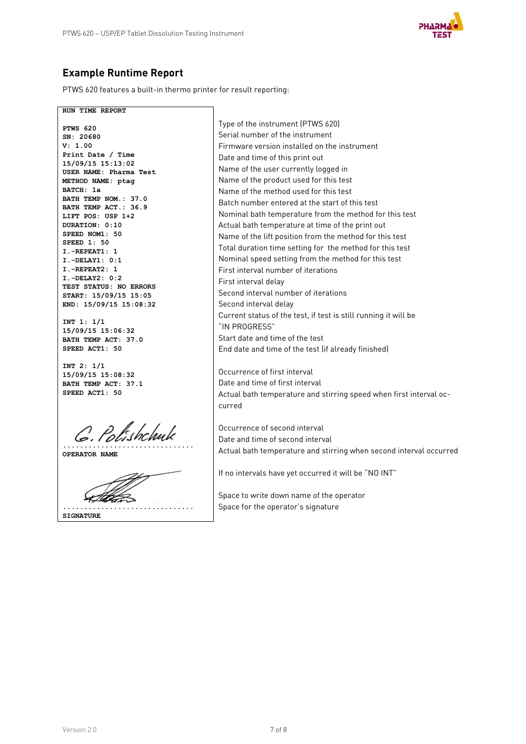## Example Runtime Report

PTWS 620 features a built-in thermo printer for result reporting:

| RUN TIME REPORT | |
|---|---|
| PTWS 620 | Type of the instrument (PTWS 620) |
| SN: 20680 | Serial number of the instrument |
| V: 1.00 | Firmware version installed on the instrument |
| Print Date / Time 15/09/15 15:13:02 | Date and time of this print out |
| USER NAME: Pharma Test | Name of the user currently logged in |
| | Name of the product used for this test |
| METHOD NAME: ptag | Name of the method used for this test |
| BATCH: 1a | Batch number entered at the start of this test |
| BATH TEMP NOM.: 37.0 | Nominal bath temperature from the method for this test |
| BATH TEMP ACT.: 36.9 | Actual bath temperature at time of the print out |
| LIFT POS: USP 1+2 | Name of the lift position from the method for this test |
| DURATION: 0:10 | Total duration time setting for the method for this test |
| SPEED NOM1: 50 | Nominal speed setting from the method for this test |
| SPEED 1: 50 | |
| I.-REPEAT1: 1 | First interval number of iterations |
| I.-DELAY1: 0:1 | First interval delay |
| I.-REPEAT2: 1 | Second interval number of iterations |
| I.-DELAY2: 0:2 | Second interval delay |
| TEST STATUS: NO ERRORS | Current status of the test, if test is still running it will be "IN PROGRESS" |
| START: 15/09/15 15:05 | Start date and time of the test |
| END: 15/09/15 15:08:32 | End date and time of the test (if already finished) |
| INT 1: 1/1 | Occurrence of first interval |
| 15/09/15 15:06:32 | Date and time of first interval |
| BATH TEMP ACT: 37.0 SPEED ACT1: 50 | Actual bath temperature and stirring speed when first interval occurred |
| INT 2: 1/1 | Occurrence of second interval |
| 15/09/15 15:08:32 | Date and time of second interval |
| BATH TEMP ACT: 37.1 SPEED ACT1: 50 | Actual bath temperature and stirring when second interval occurred |
| | If no intervals have yet occurred it will be "NO INT" |
| G. Polishchuk ............................... OPERATOR NAME | Space to write down name of the operator |
| ............................... SIGNATURE | Space for the operator's signature |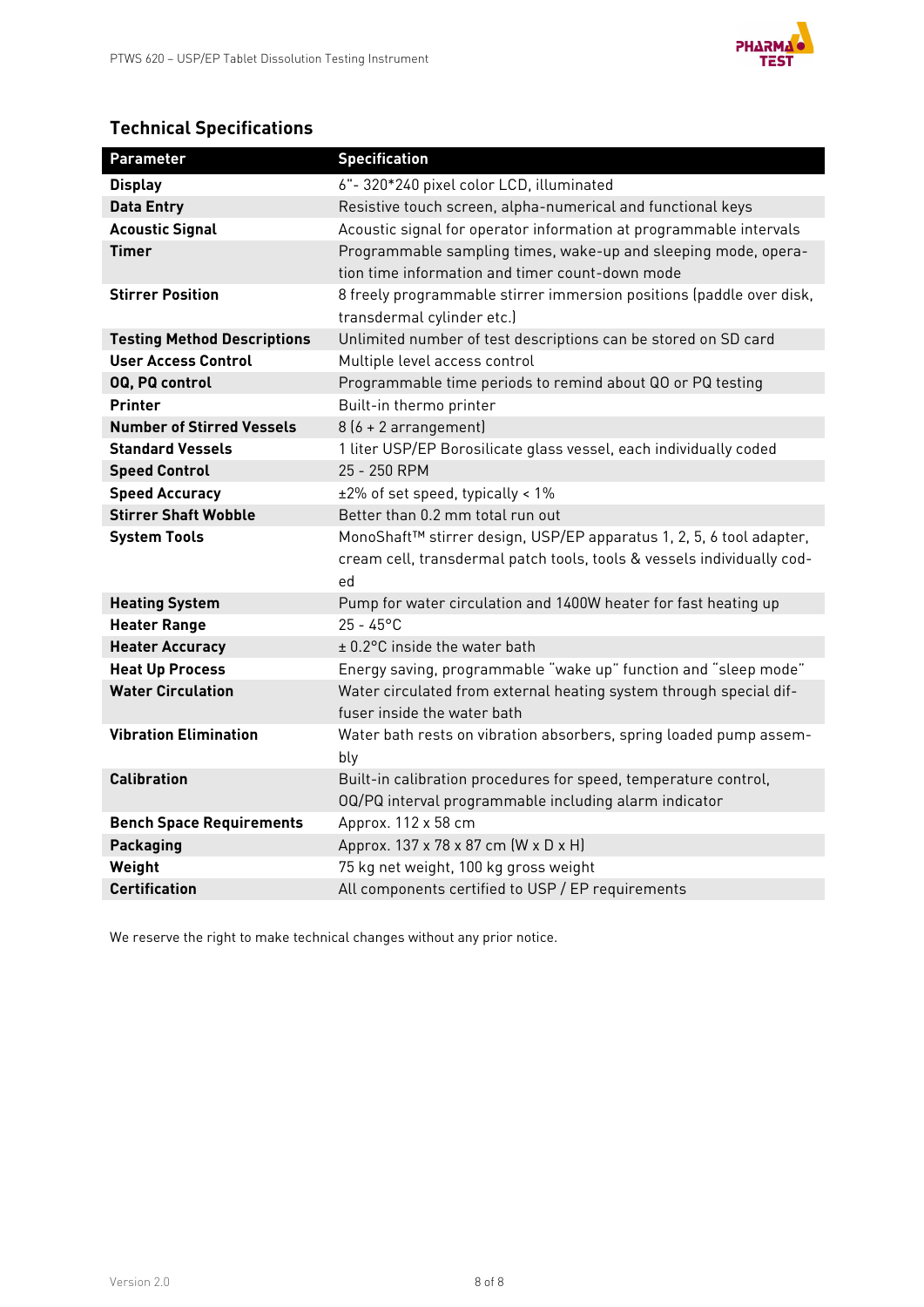## Technical Specifications

| Parameter | Specification |
|---|---|
| **Display** | 6"- 320*240 pixel color LCD, illuminated |
| **Data Entry** | Resistive touch screen, alpha-numerical and functional keys |
| **Acoustic Signal** | Acoustic signal for operator information at programmable intervals |
| **Timer** | Programmable sampling times, wake-up and sleeping mode, operation time information and timer count-down mode |
| **Stirrer Position** | 8 freely programmable stirrer immersion positions (paddle over disk, transdermal cylinder etc.) |
| **Testing Method Descriptions** | Unlimited number of test descriptions can be stored on SD card |
| **User Access Control** | Multiple level access control |
| **OQ, PQ control** | Programmable time periods to remind about QO or PQ testing |
| **Printer** | Built-in thermo printer |
| **Number of Stirred Vessels** | 8 (6 + 2 arrangement) |
| **Standard Vessels** | 1 liter USP/EP Borosilicate glass vessel, each individually coded |
| **Speed Control** | 25 - 250 RPM |
| **Speed Accuracy** | ±2% of set speed, typically < 1% |
| **Stirrer Shaft Wobble** | Better than 0.2 mm total run out |
| **System Tools** | MonoShaft™ stirrer design, USP/EP apparatus 1, 2, 5, 6 tool adapter, cream cell, transdermal patch tools, tools & vessels individually coded |
| **Heating System** | Pump for water circulation and 1400W heater for fast heating up |
| **Heater Range** | 25 - 45°C |
| **Heater Accuracy** | ± 0.2°C inside the water bath |
| **Heat Up Process** | Energy saving, programmable "wake up" function and "sleep mode" |
| **Water Circulation** | Water circulated from external heating system through special diffuser inside the water bath |
| **Vibration Elimination** | Water bath rests on vibration absorbers, spring loaded pump assembly |
| **Calibration** | Built-in calibration procedures for speed, temperature control, OQ/PQ interval programmable including alarm indicator |
| **Bench Space Requirements** | Approx. 112 x 58 cm |
| **Packaging** | Approx. 137 x 78 x 87 cm (W x D x H) |
| **Weight** | 75 kg net weight, 100 kg gross weight |
| **Certification** | All components certified to USP / EP requirements |

We reserve the right to make technical changes without any prior notice.